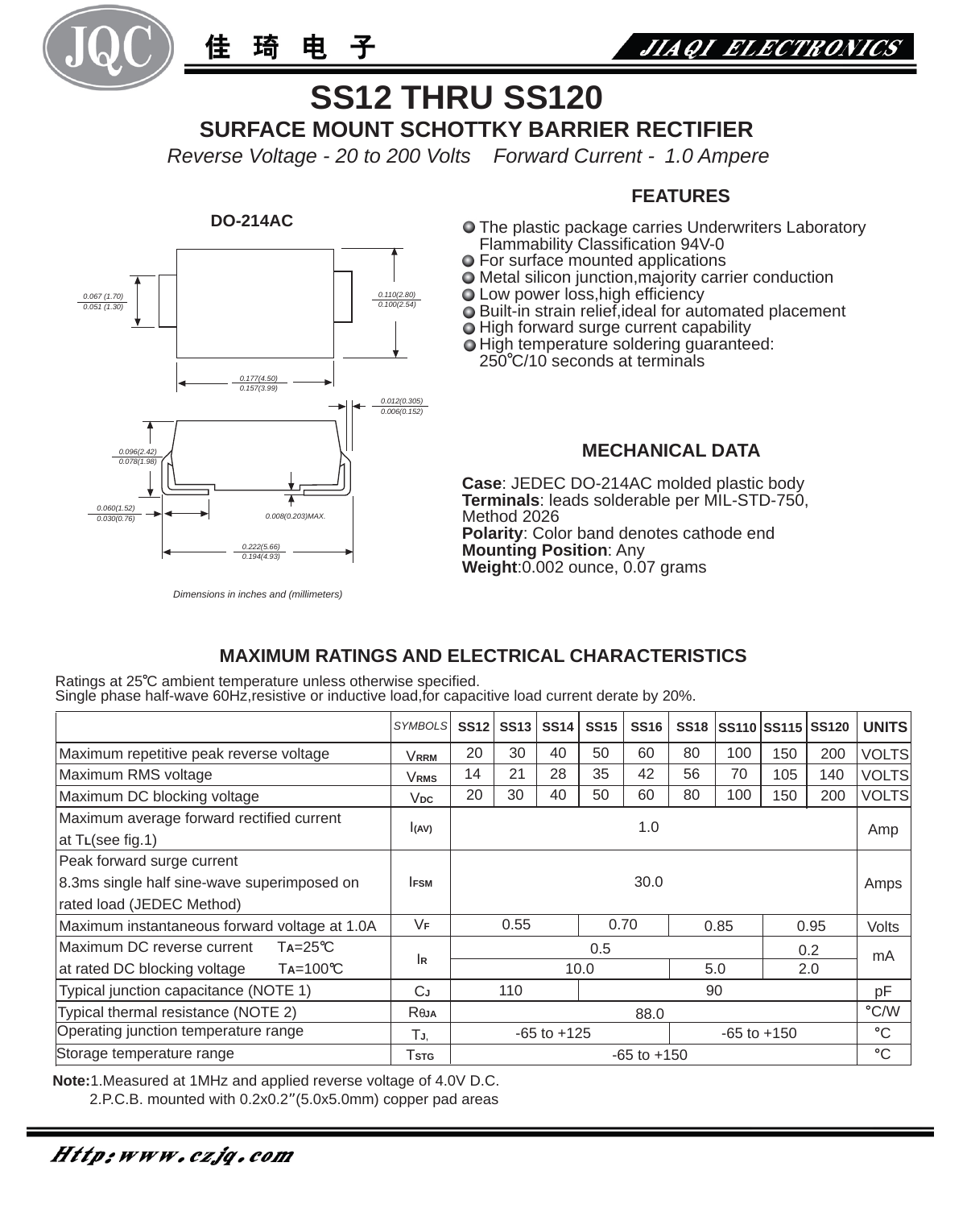佳 琦 电 子

JIAQI ELECTRONICS

# SS12 THRU SS120

## SURFACE MOUNT SCHOTTKY BARRIER RECTIFIER

*Reverse Voltage - 20 to 200 Volts    Forward Current - 1.0 Ampere*

**DO-214AC**

0.067 (1.70) / 0.051 (1.30)

0.110(2.80) / 0.100(2.54)

0.177(4.50) / 0.157(3.99)

0.012(0.305) / 0.006(0.152)

0.096(2.42) / 0.078(1.98)

0.060(1.52) / 0.030(0.76)

0.008(0.203)MAX.

0.222(5.66) / 0.194(4.93)

*Dimensions in inches and (millimeters)*

### FEATURES

- The plastic package carries Underwriters Laboratory Flammability Classification 94V-0
- For surface mounted applications
- Metal silicon junction,majority carrier conduction
- Low power loss,high efficiency
- Built-in strain relief,ideal for automated placement
- High forward surge current capability
- High temperature soldering guaranteed: 250℃/10 seconds at terminals

### MECHANICAL DATA

**Case**: JEDEC DO-214AC molded plastic body
**Terminals**: leads solderable per MIL-STD-750, Method 2026
**Polarity**: Color band denotes cathode end
**Mounting Position**: Any
**Weight**:0.002 ounce, 0.07 grams

### MAXIMUM RATINGS AND ELECTRICAL CHARACTERISTICS

Ratings at 25℃ ambient temperature unless otherwise specified.
Single phase half-wave 60Hz,resistive or inductive load,for capacitive load current derate by 20%.

| | *SYMBOLS* | SS12 | SS13 | SS14 | SS15 | SS16 | SS18 | SS110 | SS115 | SS120 | UNITS |
|---|---|---|---|---|---|---|---|---|---|---|---|
| Maximum repetitive peak reverse voltage | $V_{RRM}$ | 20 | 30 | 40 | 50 | 60 | 80 | 100 | 150 | 200 | VOLTS |
| Maximum RMS voltage | $V_{RMS}$ | 14 | 21 | 28 | 35 | 42 | 56 | 70 | 105 | 140 | VOLTS |
| Maximum DC blocking voltage | $V_{DC}$ | 20 | 30 | 40 | 50 | 60 | 80 | 100 | 150 | 200 | VOLTS |
| Maximum average forward rectified current at $T_L$(see fig.1) | $I_{(AV)}$ | 1.0 | | | | | | | | | Amp |
| Peak forward surge current 8.3ms single half sine-wave superimposed on rated load (JEDEC Method) | $I_{FSM}$ | 30.0 | | | | | | | | | Amps |
| Maximum instantaneous forward voltage at 1.0A | $V_F$ | 0.55 | | | 0.70 | | 0.85 | | 0.95 | | Volts |
| Maximum DC reverse current $T_A$=25℃ | $I_R$ | 0.5 | | | | | | | 0.2 | | mA |
| at rated DC blocking voltage $T_A$=100℃ | | 10.0 | | | | | 5.0 | | 2.0 | | |
| Typical junction capacitance (NOTE 1) | $C_J$ | 110 | | | 90 | | | | | | pF |
| Typical thermal resistance (NOTE 2) | $R_{\theta JA}$ | 88.0 | | | | | | | | | ℃/W |
| Operating junction temperature range | $T_J$ | -65 to +125 | | | | | -65 to +150 | | | | ℃ |
| Storage temperature range | $T_{STG}$ | -65 to +150 | | | | | | | | | ℃ |

**Note:**1.Measured at 1MHz and applied reverse voltage of 4.0V D.C.
2.P.C.B. mounted with 0.2x0.2″(5.0x5.0mm) copper pad areas

*Http:www.czjq.com*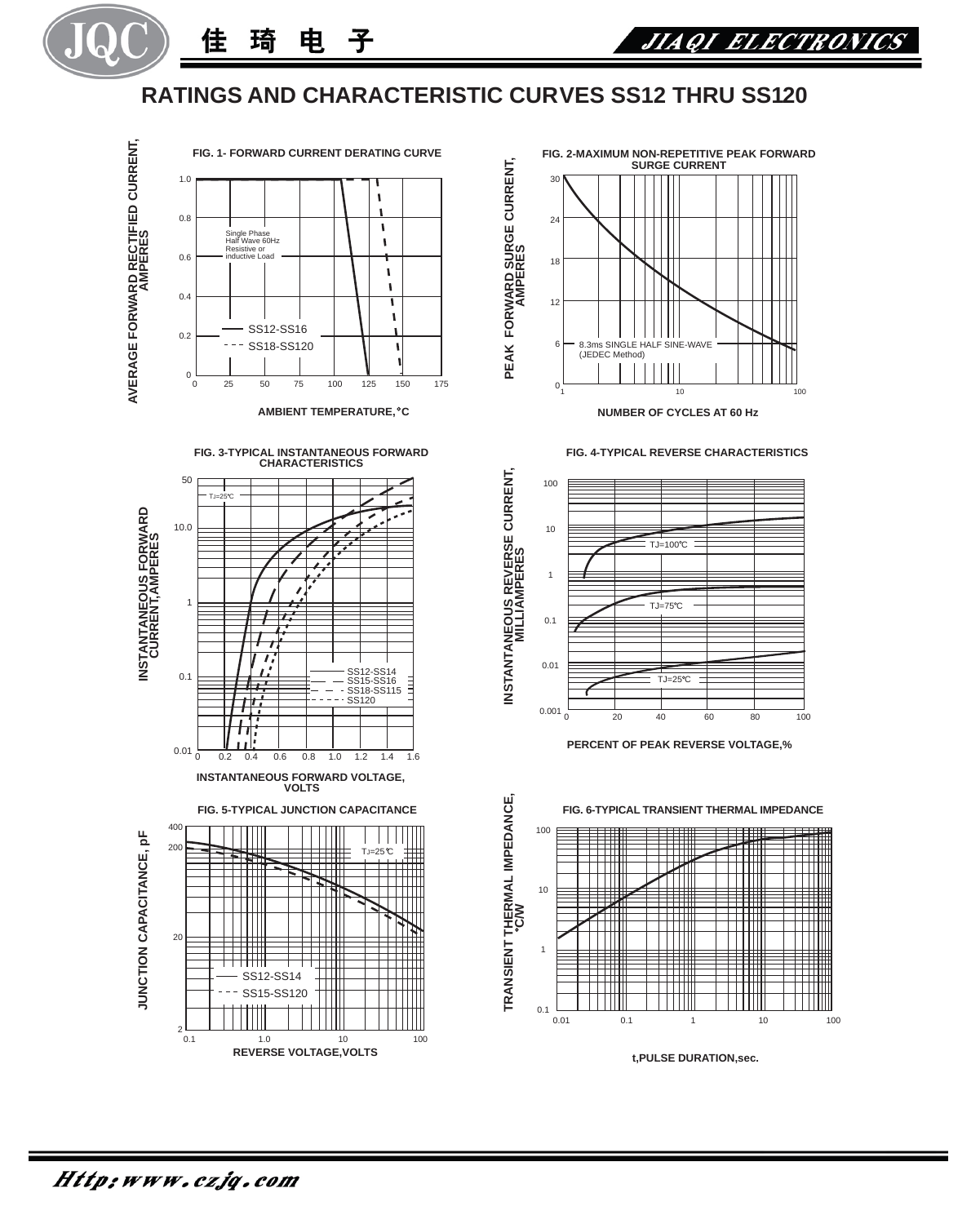# RATINGS AND CHARACTERISTIC CURVES SS12 THRU SS120

**FIG. 1- FORWARD CURRENT DERATING CURVE**

AVERAGE FORWARD RECTIFIED CURRENT, AMPERES

1.0
0.8
0.6
0.4
0.2
0

0 25 50 75 100 125 150 175

Single Phase Half Wave 60Hz Resistive or inductive Load

SS12-SS16
SS18-SS120

AMBIENT TEMPERATURE, °C

**FIG. 2-MAXIMUM NON-REPETITIVE PEAK FORWARD SURGE CURRENT**

PEAK FORWARD SURGE CURRENT, AMPERES

30
24
18
12
6
0

1 10 100

8.3ms SINGLE HALF SINE-WAVE (JEDEC Method)

NUMBER OF CYCLES AT 60 Hz

**FIG. 3-TYPICAL INSTANTANEOUS FORWARD CHARACTERISTICS**

INSTANTANEOUS FORWARD CURRENT,AMPERES

50
10.0
1
0.1
0.01

0 0.2 0.4 0.6 0.8 1.0 1.2 1.4 1.6

$T_J$=25℃

SS12-SS14
SS15-SS16
SS18-SS115
SS120

INSTANTANEOUS FORWARD VOLTAGE, VOLTS

**FIG. 4-TYPICAL REVERSE CHARACTERISTICS**

INSTANTANEOUS REVERSE CURRENT, MILLIAMPERES

100
10
1
0.1
0.01
0.001

0 20 40 60 80 100

$T_J$=100℃
$T_J$=75℃
$T_J$=25℃

PERCENT OF PEAK REVERSE VOLTAGE,%

**FIG. 5-TYPICAL JUNCTION CAPACITANCE**

JUNCTION CAPACITANCE, pF

400
200
20
2

0.1 1.0 10 100

$T_J$=25℃

SS12-SS14
SS15-SS120

REVERSE VOLTAGE,VOLTS

**FIG. 6-TYPICAL TRANSIENT THERMAL IMPEDANCE**

TRANSIENT THERMAL IMPEDANCE, ℃/W

100
10
1
0.1

0.01 0.1 1 10 100

t,PULSE DURATION,sec.